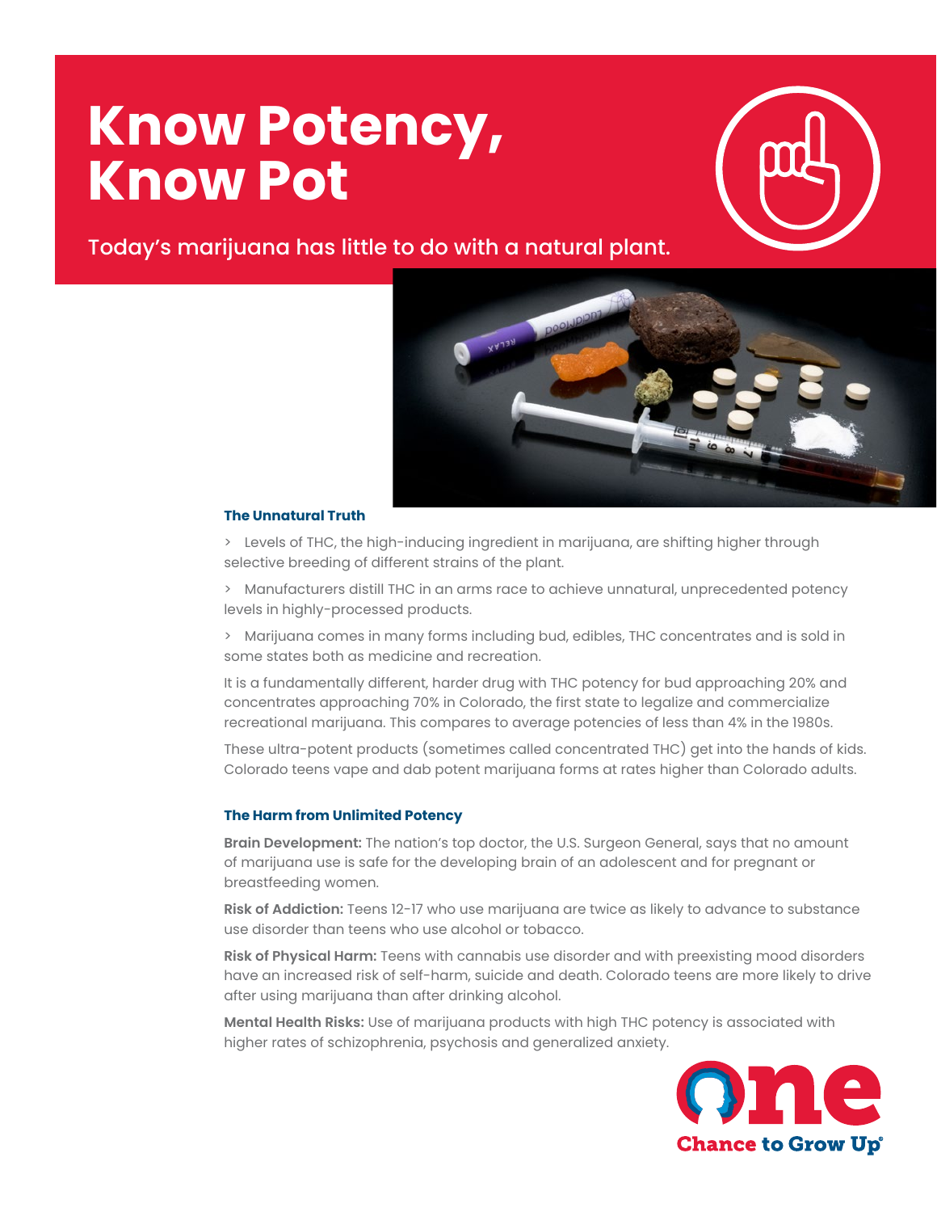# Know Potency, Know Pot

Today's marijuana has little to do with a natural plant.

### The Unnatural Truth

> Levels of THC, the high-inducing ingredient in marijuana, are shifting higher through selective breeding of different strains of the plant.

> Manufacturers distill THC in an arms race to achieve unnatural, unprecedented potency levels in highly-processed products.

> Marijuana comes in many forms including bud, edibles, THC concentrates and is sold in some states both as medicine and recreation.

It is a fundamentally different, harder drug with THC potency for bud approaching 20% and concentrates approaching 70% in Colorado, the first state to legalize and commercialize recreational marijuana. This compares to average potencies of less than 4% in the 1980s.

These ultra-potent products (sometimes called concentrated THC) get into the hands of kids. Colorado teens vape and dab potent marijuana forms at rates higher than Colorado adults.

### The Harm from Unlimited Potency

**Brain Development:** The nation's top doctor, the U.S. Surgeon General, says that no amount of marijuana use is safe for the developing brain of an adolescent and for pregnant or breastfeeding women.

**Risk of Addiction:** Teens 12-17 who use marijuana are twice as likely to advance to substance use disorder than teens who use alcohol or tobacco.

**Risk of Physical Harm:** Teens with cannabis use disorder and with preexisting mood disorders have an increased risk of self-harm, suicide and death. Colorado teens are more likely to drive after using marijuana than after drinking alcohol.

**Mental Health Risks:** Use of marijuana products with high THC potency is associated with higher rates of schizophrenia, psychosis and generalized anxiety.

One Chance to Grow Up®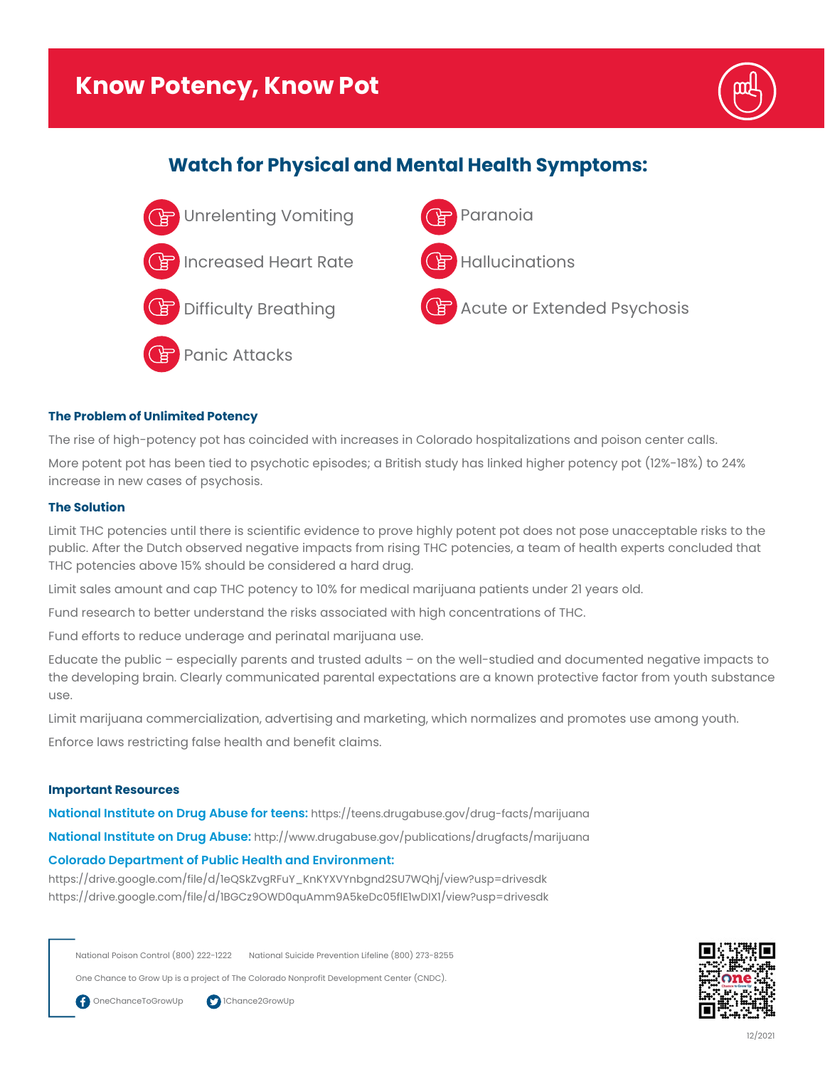# Know Potency, Know Pot

## Watch for Physical and Mental Health Symptoms:

- Unrelenting Vomiting
- Increased Heart Rate
- Difficulty Breathing
- Panic Attacks
- Paranoia
- Hallucinations
- Acute or Extended Psychosis

### The Problem of Unlimited Potency

The rise of high-potency pot has coincided with increases in Colorado hospitalizations and poison center calls.

More potent pot has been tied to psychotic episodes; a British study has linked higher potency pot (12%-18%) to 24% increase in new cases of psychosis.

### The Solution

Limit THC potencies until there is scientific evidence to prove highly potent pot does not pose unacceptable risks to the public. After the Dutch observed negative impacts from rising THC potencies, a team of health experts concluded that THC potencies above 15% should be considered a hard drug.

Limit sales amount and cap THC potency to 10% for medical marijuana patients under 21 years old.

Fund research to better understand the risks associated with high concentrations of THC.

Fund efforts to reduce underage and perinatal marijuana use.

Educate the public – especially parents and trusted adults – on the well-studied and documented negative impacts to the developing brain. Clearly communicated parental expectations are a known protective factor from youth substance use.

Limit marijuana commercialization, advertising and marketing, which normalizes and promotes use among youth.

Enforce laws restricting false health and benefit claims.

### Important Resources

**National Institute on Drug Abuse for teens:** https://teens.drugabuse.gov/drug-facts/marijuana

**National Institute on Drug Abuse:** http://www.drugabuse.gov/publications/drugfacts/marijuana

**Colorado Department of Public Health and Environment:**

https://drive.google.com/file/d/1eQSkZvgRFuY_KnKYXVYnbgnd2SU7WQhj/view?usp=drivesdk
https://drive.google.com/file/d/1BGCz9OWD0quAmm9A5keDc05flE1wDIX1/view?usp=drivesdk

National Poison Control (800) 222-1222 National Suicide Prevention Lifeline (800) 273-8255

One Chance to Grow Up is a project of The Colorado Nonprofit Development Center (CNDC).

OneChanceToGrowUp 1Chance2GrowUp

12/2021